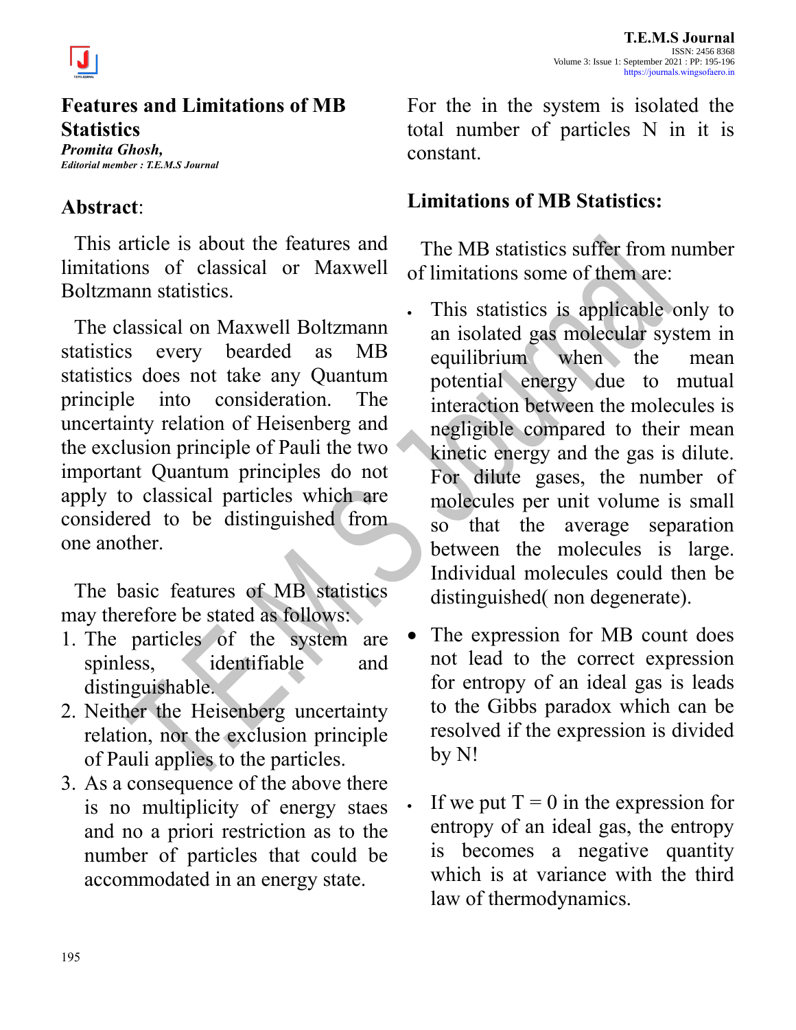# Features and Limitations of MB Statistics

***Promita Ghosh,***

***Editorial member : T.E.M.S Journal***

## Abstract:

This article is about the features and limitations of classical or Maxwell Boltzmann statistics.

The classical on Maxwell Boltzmann statistics every bearded as MB statistics does not take any Quantum principle into consideration. The uncertainty relation of Heisenberg and the exclusion principle of Pauli the two important Quantum principles do not apply to classical particles which are considered to be distinguished from one another.

The basic features of MB statistics may therefore be stated as follows:

1. The particles of the system are spinless, identifiable and distinguishable.
2. Neither the Heisenberg uncertainty relation, nor the exclusion principle of Pauli applies to the particles.
3. As a consequence of the above there is no multiplicity of energy staes and no a priori restriction as to the number of particles that could be accommodated in an energy state.

For the in the system is isolated the total number of particles N in it is constant.

## Limitations of MB Statistics:

The MB statistics suffer from number of limitations some of them are:

- This statistics is applicable only to an isolated gas molecular system in equilibrium when the mean potential energy due to mutual interaction between the molecules is negligible compared to their mean kinetic energy and the gas is dilute. For dilute gases, the number of molecules per unit volume is small so that the average separation between the molecules is large. Individual molecules could then be distinguished( non degenerate).
- The expression for MB count does not lead to the correct expression for entropy of an ideal gas is leads to the Gibbs paradox which can be resolved if the expression is divided by N!
- If we put $T = 0$ in the expression for entropy of an ideal gas, the entropy is becomes a negative quantity which is at variance with the third law of thermodynamics.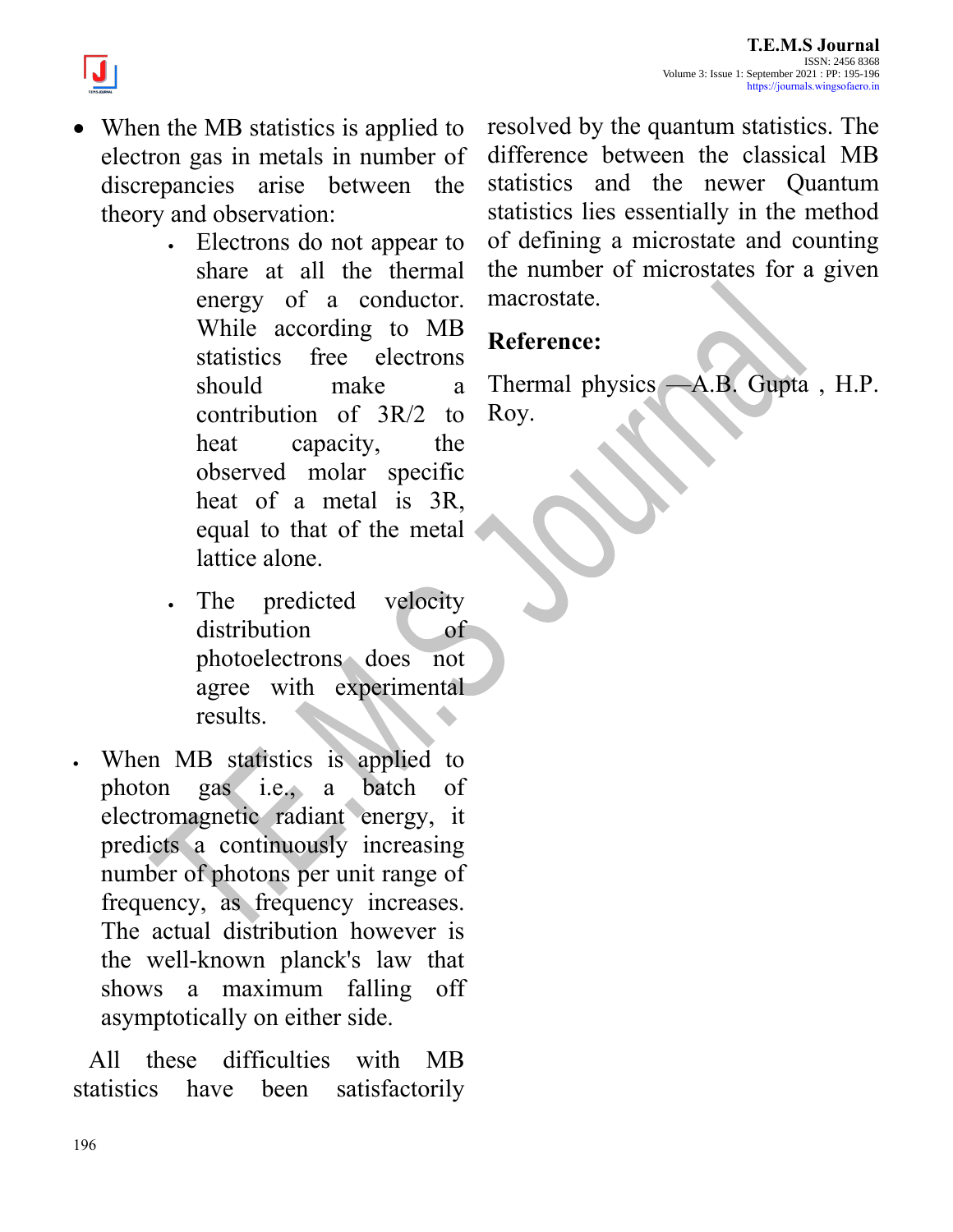- When the MB statistics is applied to electron gas in metals in number of discrepancies arise between the theory and observation:
  - Electrons do not appear to share at all the thermal energy of a conductor. While according to MB statistics free electrons should make a contribution of 3R/2 to heat capacity, the observed molar specific heat of a metal is 3R, equal to that of the metal lattice alone.
  - The predicted velocity distribution of photoelectrons does not agree with experimental results.
- When MB statistics is applied to photon gas i.e., a batch of electromagnetic radiant energy, it predicts a continuously increasing number of photons per unit range of frequency, as frequency increases. The actual distribution however is the well-known planck's law that shows a maximum falling off asymptotically on either side.

All these difficulties with MB statistics have been satisfactorily resolved by the quantum statistics. The difference between the classical MB statistics and the newer Quantum statistics lies essentially in the method of defining a microstate and counting the number of microstates for a given macrostate.

**Reference:**

Thermal physics —A.B. Gupta , H.P. Roy.